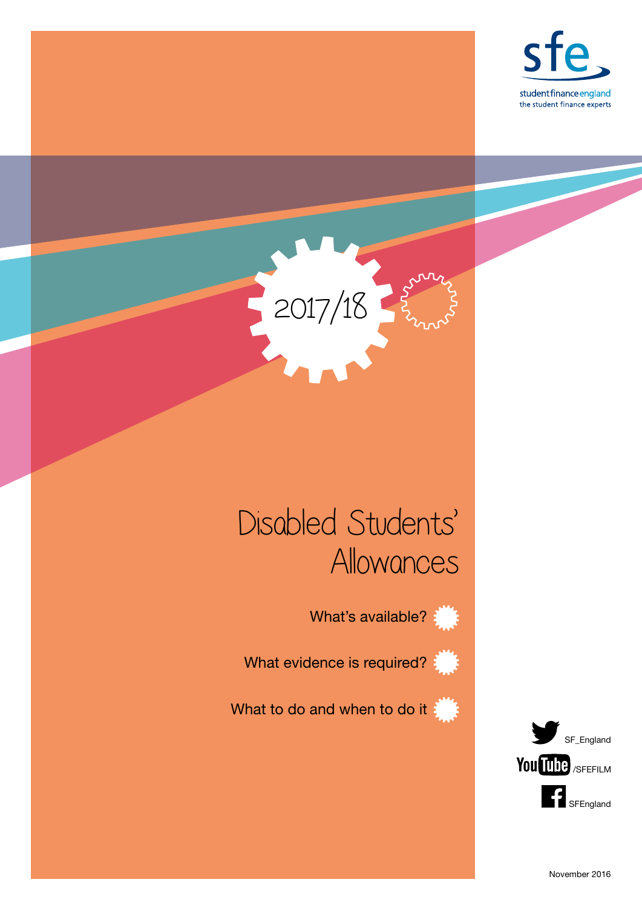sfe

student finance england
the student finance experts

2017/18

# Disabled Students' Allowances

What's available?

What evidence is required?

What to do and when to do it

SF_England

/SFEFILM

SFEngland

November 2016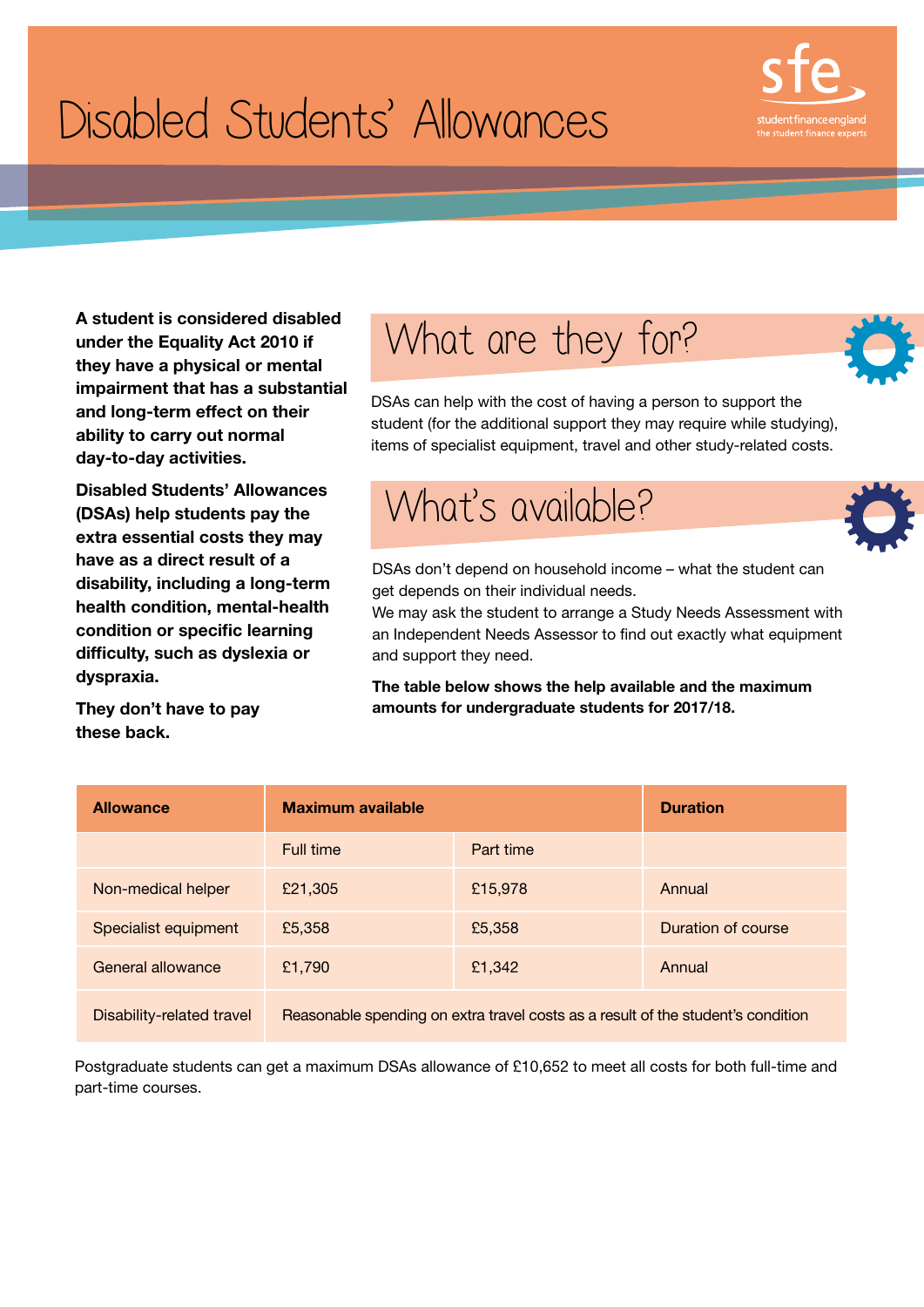# Disabled Students' Allowances

**A student is considered disabled under the Equality Act 2010 if they have a physical or mental impairment that has a substantial and long-term effect on their ability to carry out normal day-to-day activities.**

**Disabled Students' Allowances (DSAs) help students pay the extra essential costs they may have as a direct result of a disability, including a long-term health condition, mental-health condition or specific learning difficulty, such as dyslexia or dyspraxia.**

**They don't have to pay these back.**

## What are they for?

DSAs can help with the cost of having a person to support the student (for the additional support they may require while studying), items of specialist equipment, travel and other study-related costs.

## What's available?

DSAs don't depend on household income – what the student can get depends on their individual needs.
We may ask the student to arrange a Study Needs Assessment with an Independent Needs Assessor to find out exactly what equipment and support they need.

**The table below shows the help available and the maximum amounts for undergraduate students for 2017/18.**

| Allowance | Maximum available | | Duration |
|---|---|---|---|
| | Full time | Part time | |
| Non-medical helper | £21,305 | £15,978 | Annual |
| Specialist equipment | £5,358 | £5,358 | Duration of course |
| General allowance | £1,790 | £1,342 | Annual |
| Disability-related travel | Reasonable spending on extra travel costs as a result of the student's condition | | |

Postgraduate students can get a maximum DSAs allowance of £10,652 to meet all costs for both full-time and part-time courses.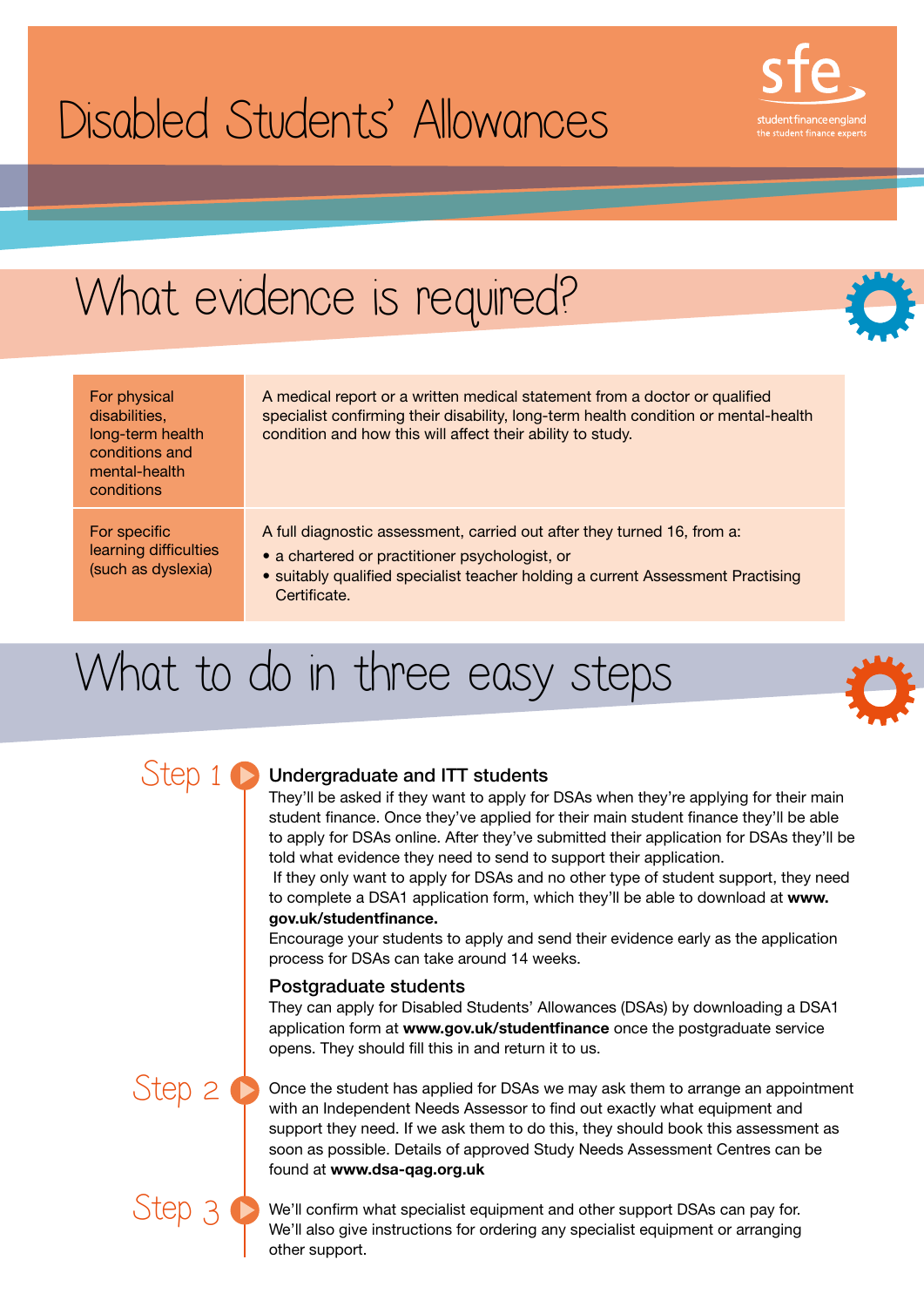# Disabled Students' Allowances

sfe
student finance england
the student finance experts

## What evidence is required?

| | |
|---|---|
| For physical disabilities, long-term health conditions and mental-health conditions | A medical report or a written medical statement from a doctor or qualified specialist confirming their disability, long-term health condition or mental-health condition and how this will affect their ability to study. |
| For specific learning difficulties (such as dyslexia) | A full diagnostic assessment, carried out after they turned 16, from a:<br>• a chartered or practitioner psychologist, or<br>• suitably qualified specialist teacher holding a current Assessment Practising Certificate. |

## What to do in three easy steps

### Step 1

**Undergraduate and ITT students**

They'll be asked if they want to apply for DSAs when they're applying for their main student finance. Once they've applied for their main student finance they'll be able to apply for DSAs online. After they've submitted their application for DSAs they'll be told what evidence they need to send to support their application.

If they only want to apply for DSAs and no other type of student support, they need to complete a DSA1 application form, which they'll be able to download at **www.gov.uk/studentfinance.**

Encourage your students to apply and send their evidence early as the application process for DSAs can take around 14 weeks.

**Postgraduate students**

They can apply for Disabled Students' Allowances (DSAs) by downloading a DSA1 application form at **www.gov.uk/studentfinance** once the postgraduate service opens. They should fill this in and return it to us.

### Step 2

Once the student has applied for DSAs we may ask them to arrange an appointment with an Independent Needs Assessor to find out exactly what equipment and support they need. If we ask them to do this, they should book this assessment as soon as possible. Details of approved Study Needs Assessment Centres can be found at **www.dsa-qag.org.uk**

### Step 3

We'll confirm what specialist equipment and other support DSAs can pay for. We'll also give instructions for ordering any specialist equipment or arranging other support.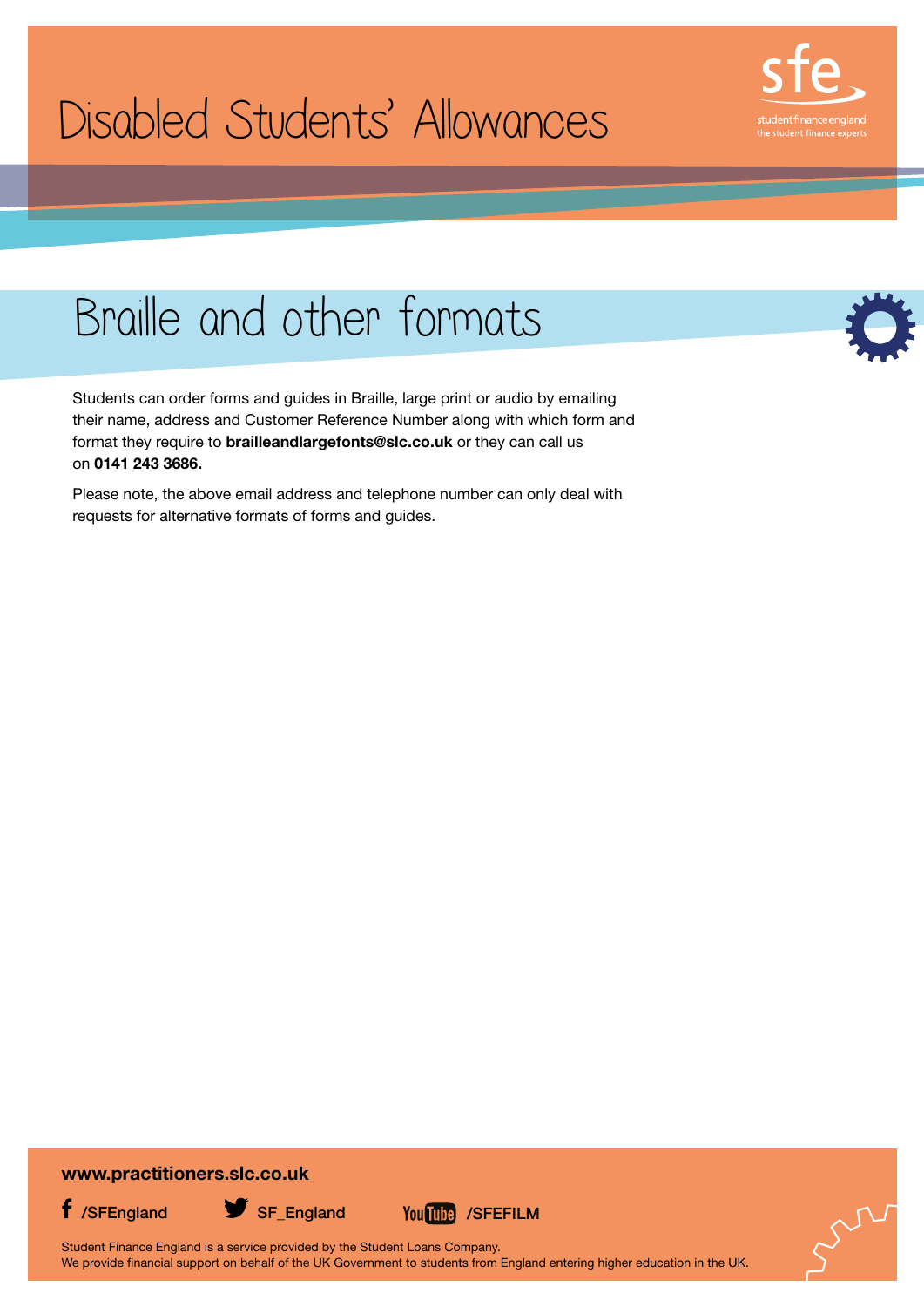# Disabled Students' Allowances

## Braille and other formats

Students can order forms and guides in Braille, large print or audio by emailing their name, address and Customer Reference Number along with which form and format they require to **brailleandlargefonts@slc.co.uk** or they can call us on **0141 243 3686.**

Please note, the above email address and telephone number can only deal with requests for alternative formats of forms and guides.

**www.practitioners.slc.co.uk**

/SFEngland   SF_England   YouTube /SFEFILM

Student Finance England is a service provided by the Student Loans Company.
We provide financial support on behalf of the UK Government to students from England entering higher education in the UK.